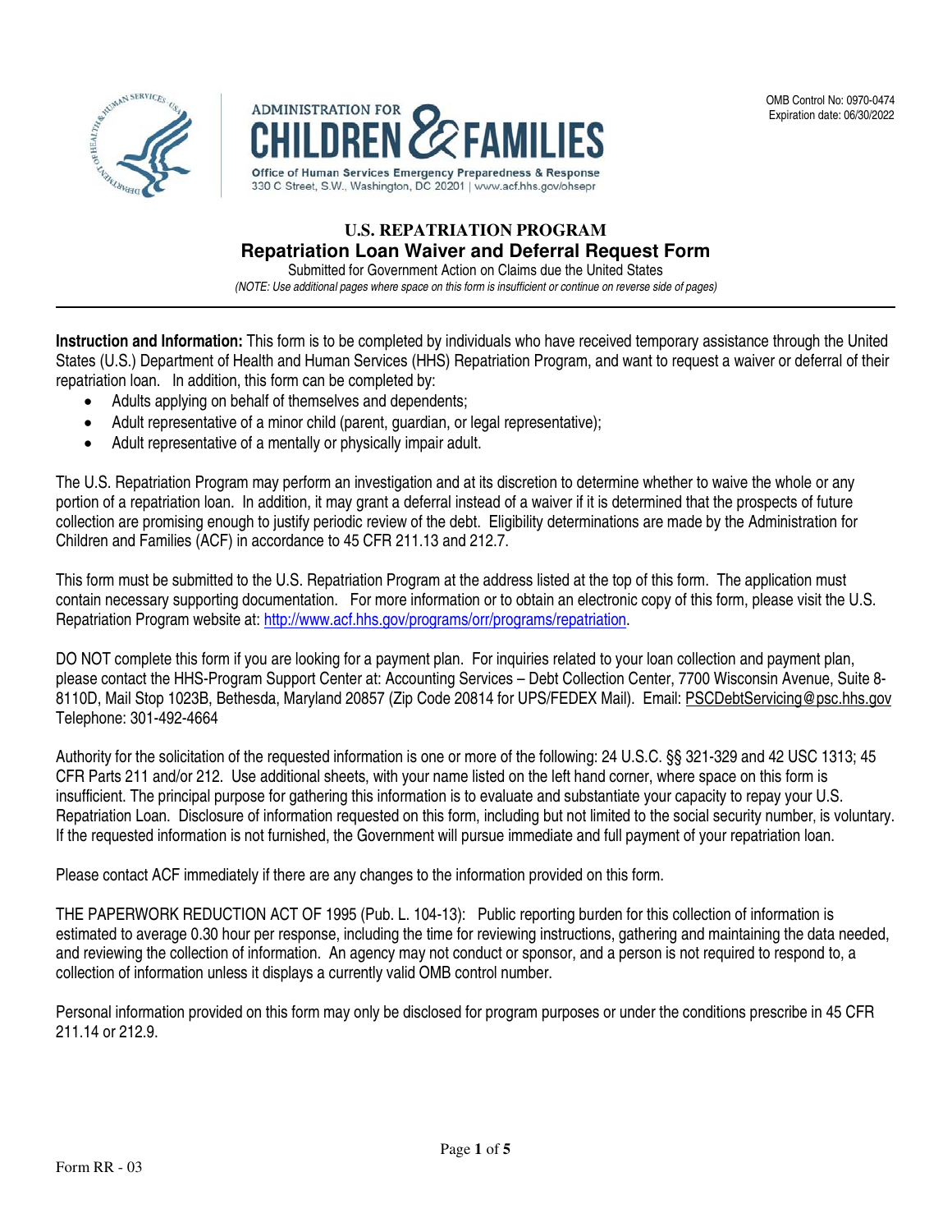OMB Control No: 0970-0474
Expiration date: 06/30/2022

ADMINISTRATION FOR CHILDREN & FAMILIES
Office of Human Services Emergency Preparedness & Response
330 C Street, S.W., Washington, DC 20201 | www.acf.hhs.gov/ohsepr

# U.S. REPATRIATION PROGRAM
## Repatriation Loan Waiver and Deferral Request Form

Submitted for Government Action on Claims due the United States

*(NOTE: Use additional pages where space on this form is insufficient or continue on reverse side of pages)*

---

**Instruction and Information:** This form is to be completed by individuals who have received temporary assistance through the United States (U.S.) Department of Health and Human Services (HHS) Repatriation Program, and want to request a waiver or deferral of their repatriation loan. In addition, this form can be completed by:

- Adults applying on behalf of themselves and dependents;
- Adult representative of a minor child (parent, guardian, or legal representative);
- Adult representative of a mentally or physically impair adult.

The U.S. Repatriation Program may perform an investigation and at its discretion to determine whether to waive the whole or any portion of a repatriation loan. In addition, it may grant a deferral instead of a waiver if it is determined that the prospects of future collection are promising enough to justify periodic review of the debt. Eligibility determinations are made by the Administration for Children and Families (ACF) in accordance to 45 CFR 211.13 and 212.7.

This form must be submitted to the U.S. Repatriation Program at the address listed at the top of this form. The application must contain necessary supporting documentation. For more information or to obtain an electronic copy of this form, please visit the U.S. Repatriation Program website at: http://www.acf.hhs.gov/programs/orr/programs/repatriation.

DO NOT complete this form if you are looking for a payment plan. For inquiries related to your loan collection and payment plan, please contact the HHS-Program Support Center at: Accounting Services – Debt Collection Center, 7700 Wisconsin Avenue, Suite 8-8110D, Mail Stop 1023B, Bethesda, Maryland 20857 (Zip Code 20814 for UPS/FEDEX Mail). Email: PSCDebtServicing@psc.hhs.gov Telephone: 301-492-4664

Authority for the solicitation of the requested information is one or more of the following: 24 U.S.C. §§ 321-329 and 42 USC 1313; 45 CFR Parts 211 and/or 212. Use additional sheets, with your name listed on the left hand corner, where space on this form is insufficient. The principal purpose for gathering this information is to evaluate and substantiate your capacity to repay your U.S. Repatriation Loan. Disclosure of information requested on this form, including but not limited to the social security number, is voluntary. If the requested information is not furnished, the Government will pursue immediate and full payment of your repatriation loan.

Please contact ACF immediately if there are any changes to the information provided on this form.

THE PAPERWORK REDUCTION ACT OF 1995 (Pub. L. 104-13): Public reporting burden for this collection of information is estimated to average 0.30 hour per response, including the time for reviewing instructions, gathering and maintaining the data needed, and reviewing the collection of information. An agency may not conduct or sponsor, and a person is not required to respond to, a collection of information unless it displays a currently valid OMB control number.

Personal information provided on this form may only be disclosed for program purposes or under the conditions prescribe in 45 CFR 211.14 or 212.9.

Form RR - 03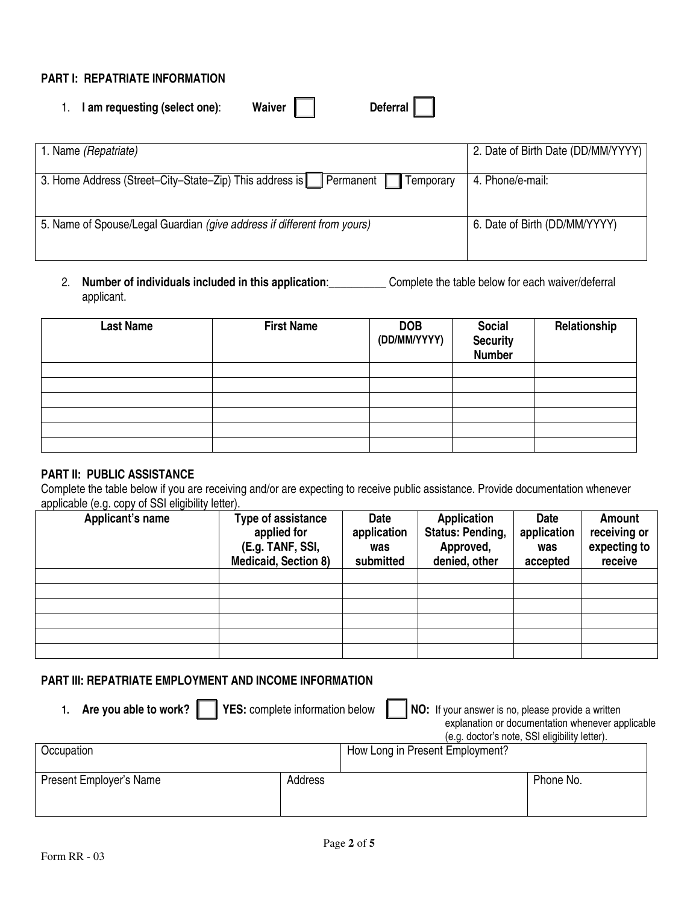### PART I: REPATRIATE INFORMATION

1. **I am requesting (select one)**: **Waiver** ☐ **Deferral** ☐

| 1. Name *(Repatriate)* | 2. Date of Birth Date (DD/MM/YYYY) |
|---|---|
| 3. Home Address (Street–City–State–Zip) This address is ☐ Permanent ☐ Temporary | 4. Phone/e-mail: |
| 5. Name of Spouse/Legal Guardian *(give address if different from yours)* | 6. Date of Birth (DD/MM/YYYY) |

2. **Number of individuals included in this application**:__________ Complete the table below for each waiver/deferral applicant.

| Last Name | First Name | DOB (DD/MM/YYYY) | Social Security Number | Relationship |
|---|---|---|---|---|
| | | | | |
| | | | | |
| | | | | |
| | | | | |
| | | | | |
| | | | | |

### PART II: PUBLIC ASSISTANCE

Complete the table below if you are receiving and/or are expecting to receive public assistance. Provide documentation whenever applicable (e.g. copy of SSI eligibility letter).

| Applicant's name | Type of assistance applied for (E.g. TANF, SSI, Medicaid, Section 8) | Date application was submitted | Application Status: Pending, Approved, denied, other | Date application was accepted | Amount receiving or expecting to receive |
|---|---|---|---|---|---|
| | | | | | |
| | | | | | |
| | | | | | |
| | | | | | |
| | | | | | |
| | | | | | |

### PART III: REPATRIATE EMPLOYMENT AND INCOME INFORMATION

1. **Are you able to work?** ☐ **YES:** complete information below ☐ **NO:** If your answer is no, please provide a written explanation or documentation whenever applicable (e.g. doctor's note, SSI eligibility letter).

| Occupation | | How Long in Present Employment? |
|---|---|---|
| Present Employer's Name | Address | Phone No. |

Form RR - 03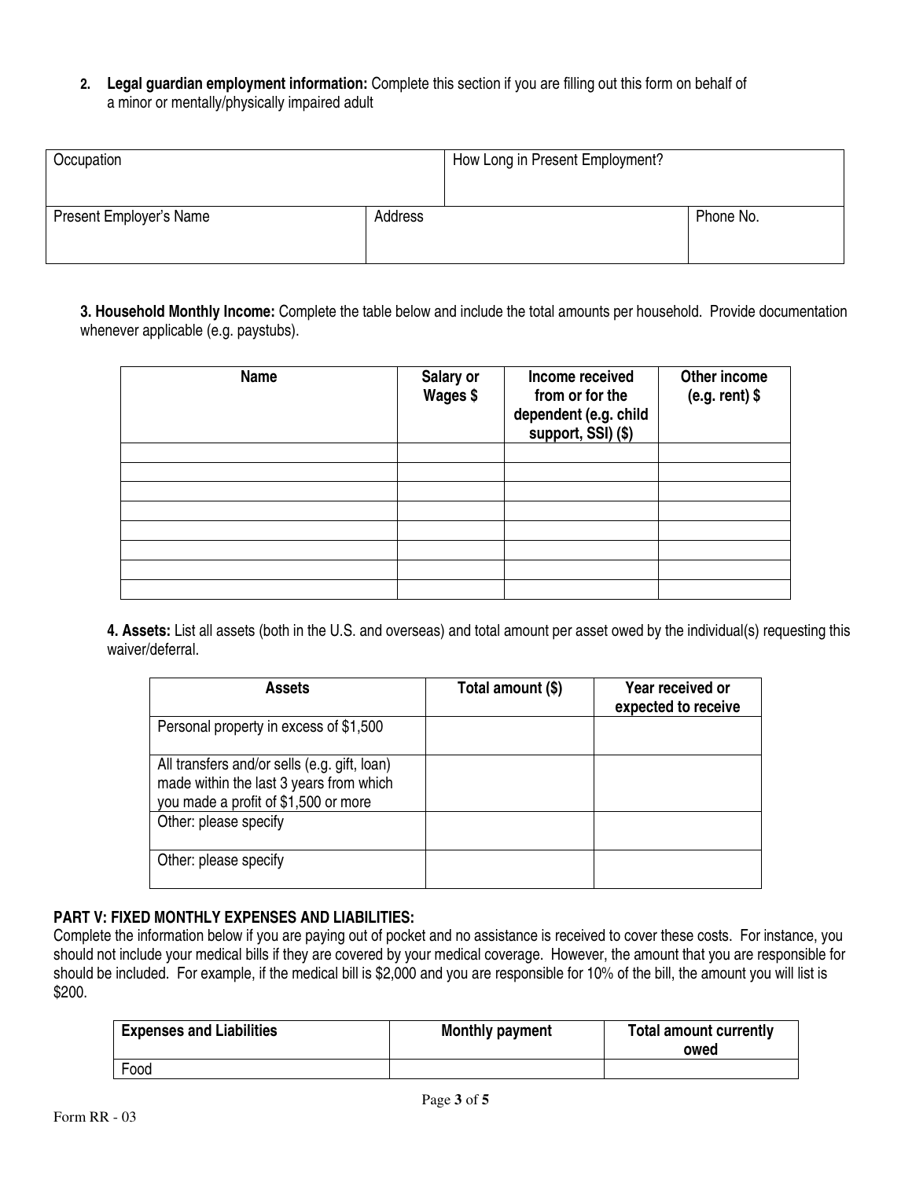**2. Legal guardian employment information:** Complete this section if you are filling out this form on behalf of a minor or mentally/physically impaired adult

| Occupation | | How Long in Present Employment? |
|---|---|---|
| **Present Employer's Name** | **Address** | **Phone No.** |
| | | |

**3. Household Monthly Income:** Complete the table below and include the total amounts per household. Provide documentation whenever applicable (e.g. paystubs).

| Name | Salary or Wages $ | Income received from or for the dependent (e.g. child support, SSI) ($) | Other income (e.g. rent) $ |
|---|---|---|---|
| | | | |
| | | | |
| | | | |
| | | | |
| | | | |
| | | | |
| | | | |
| | | | |

**4. Assets:** List all assets (both in the U.S. and overseas) and total amount per asset owed by the individual(s) requesting this waiver/deferral.

| Assets | Total amount ($) | Year received or expected to receive |
|---|---|---|
| Personal property in excess of $1,500 | | |
| All transfers and/or sells (e.g. gift, loan) made within the last 3 years from which you made a profit of $1,500 or more | | |
| Other: please specify | | |
| Other: please specify | | |

## PART V: FIXED MONTHLY EXPENSES AND LIABILITIES:

Complete the information below if you are paying out of pocket and no assistance is received to cover these costs. For instance, you should not include your medical bills if they are covered by your medical coverage. However, the amount that you are responsible for should be included. For example, if the medical bill is $2,000 and you are responsible for 10% of the bill, the amount you will list is $200.

| Expenses and Liabilities | Monthly payment | Total amount currently owed |
|---|---|---|
| Food | | |

Form RR - 03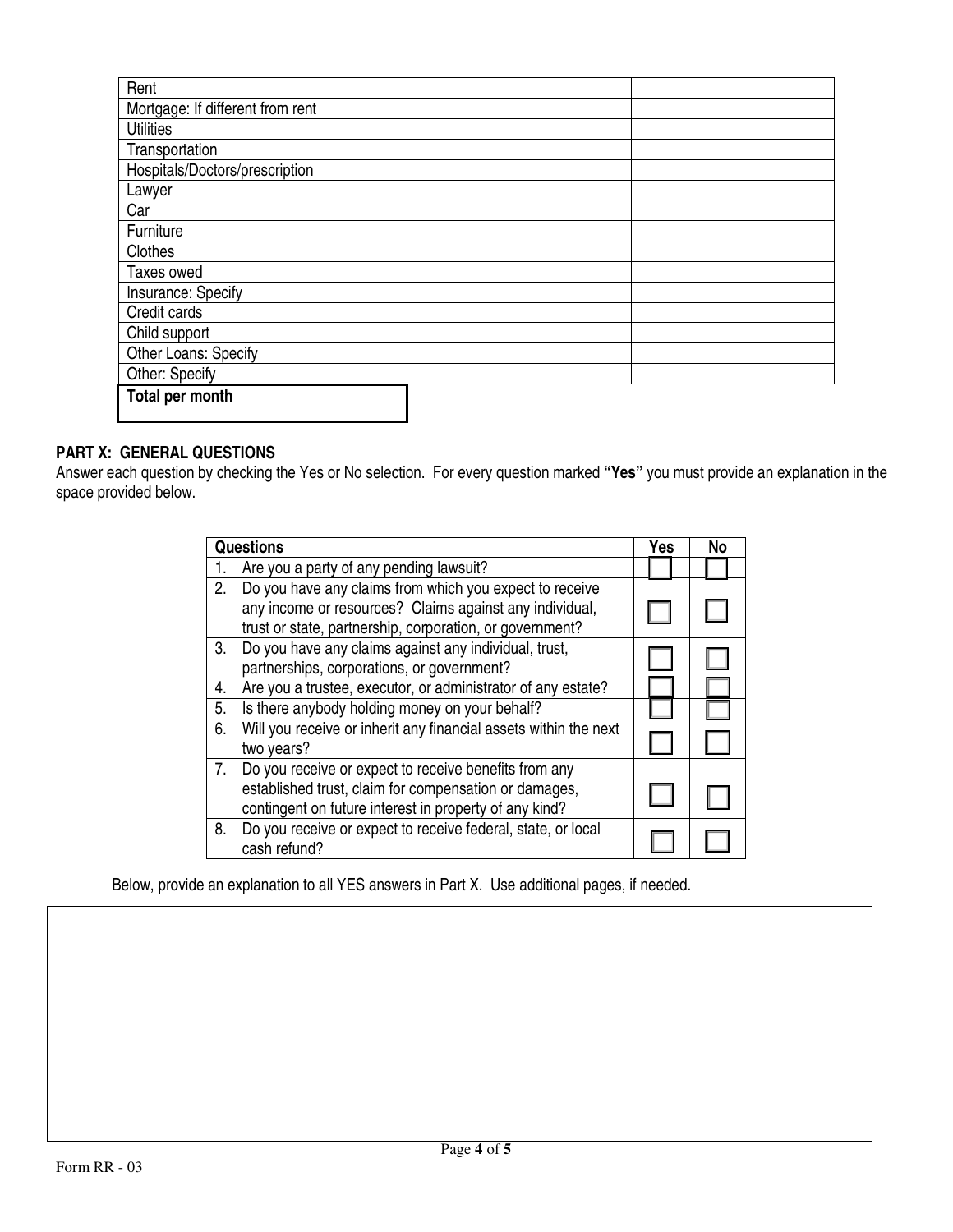| | | |
|---|---|---|
| Rent | | |
| Mortgage: If different from rent | | |
| Utilities | | |
| Transportation | | |
| Hospitals/Doctors/prescription | | |
| Lawyer | | |
| Car | | |
| Furniture | | |
| Clothes | | |
| Taxes owed | | |
| Insurance: Specify | | |
| Credit cards | | |
| Child support | | |
| Other Loans: Specify | | |
| Other: Specify | | |
| **Total per month** | | |

**PART X: GENERAL QUESTIONS**

Answer each question by checking the Yes or No selection. For every question marked **"Yes"** you must provide an explanation in the space provided below.

| Questions | Yes | No |
|---|---|---|
| 1. Are you a party of any pending lawsuit? | ☐ | ☐ |
| 2. Do you have any claims from which you expect to receive any income or resources? Claims against any individual, trust or state, partnership, corporation, or government? | ☐ | ☐ |
| 3. Do you have any claims against any individual, trust, partnerships, corporations, or government? | ☐ | ☐ |
| 4. Are you a trustee, executor, or administrator of any estate? | ☐ | ☐ |
| 5. Is there anybody holding money on your behalf? | ☐ | ☐ |
| 6. Will you receive or inherit any financial assets within the next two years? | ☐ | ☐ |
| 7. Do you receive or expect to receive benefits from any established trust, claim for compensation or damages, contingent on future interest in property of any kind? | ☐ | ☐ |
| 8. Do you receive or expect to receive federal, state, or local cash refund? | ☐ | ☐ |

Below, provide an explanation to all YES answers in Part X. Use additional pages, if needed.

Form RR - 03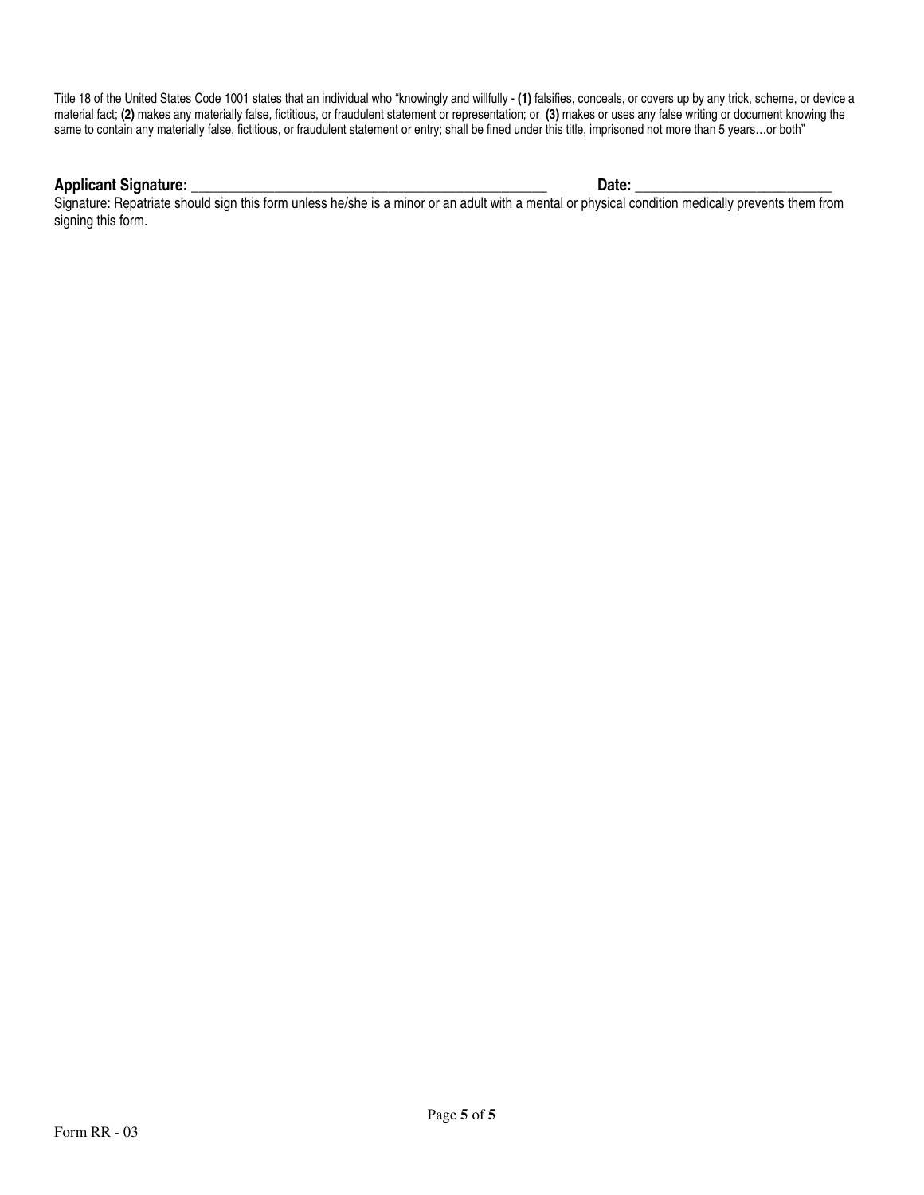Title 18 of the United States Code 1001 states that an individual who "knowingly and willfully - **(1)** falsifies, conceals, or covers up by any trick, scheme, or device a material fact; **(2)** makes any materially false, fictitious, or fraudulent statement or representation; or **(3)** makes or uses any false writing or document knowing the same to contain any materially false, fictitious, or fraudulent statement or entry; shall be fined under this title, imprisoned not more than 5 years…or both"

**Applicant Signature:** ___________________________________________________ **Date:** ___________________________

Signature: Repatriate should sign this form unless he/she is a minor or an adult with a mental or physical condition medically prevents them from signing this form.

Form RR - 03